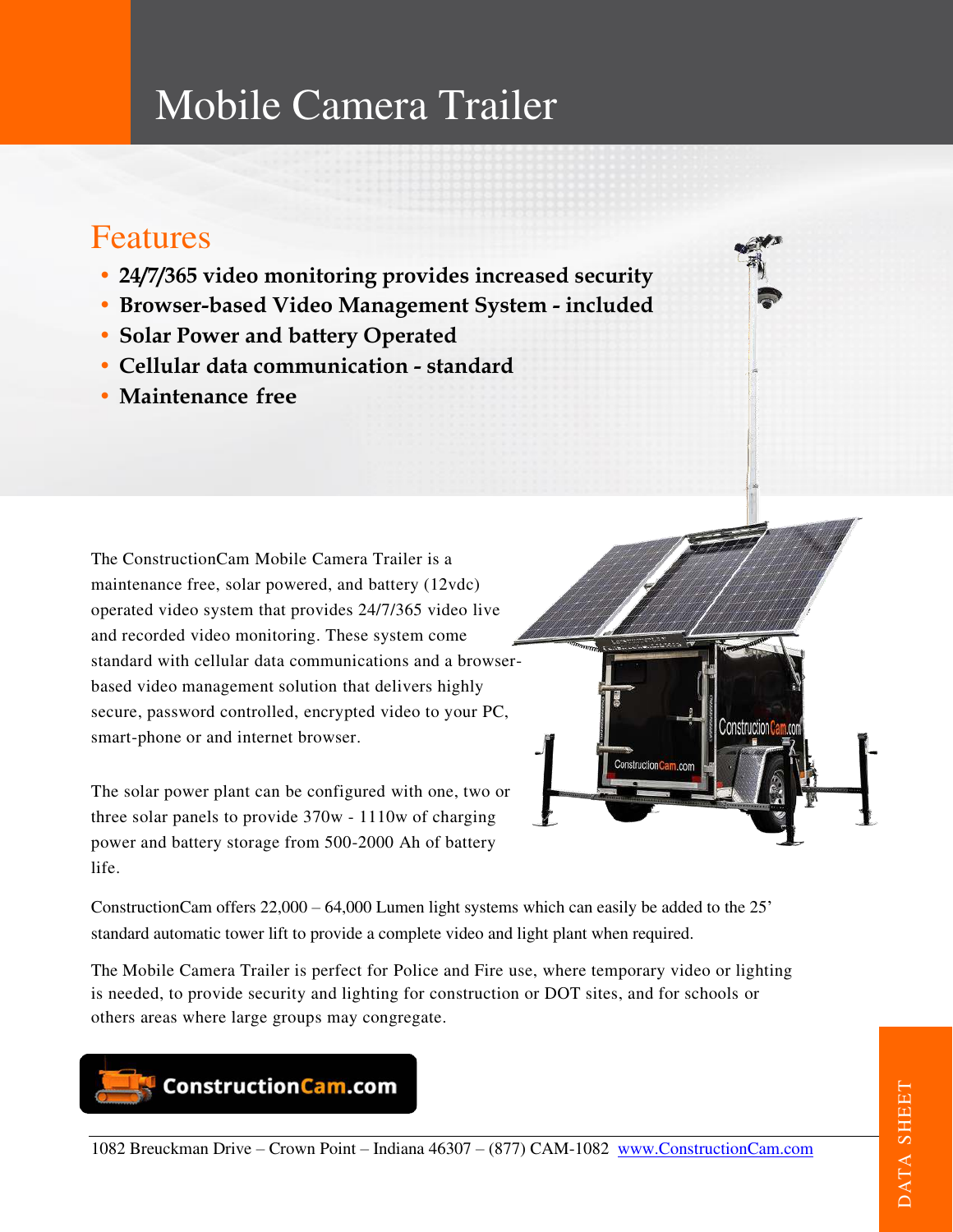# Mobile Camera Trailer

## Features

- **24/7/365 video monitoring provides increased security**
- **Browser-based Video Management System - included**
- **Solar Power and battery Operated**
- **Cellular data communication - standard**
- **Maintenance free**

The ConstructionCam Mobile Camera Trailer is a maintenance free, solar powered, and battery (12vdc) operated video system that provides 24/7/365 video live and recorded video monitoring. These system come standard with cellular data communications and a browser-based video management solution that delivers highly secure, password controlled, encrypted video to your PC, smart-phone or and internet browser.

The solar power plant can be configured with one, two or three solar panels to provide 370w - 1110w of charging power and battery storage from 500-2000 Ah of battery life.

ConstructionCam offers 22,000 – 64,000 Lumen light systems which can easily be added to the 25' standard automatic tower lift to provide a complete video and light plant when required.

The Mobile Camera Trailer is perfect for Police and Fire use, where temporary video or lighting is needed, to provide security and lighting for construction or DOT sites, and for schools or others areas where large groups may congregate.

ConstructionCam.com

1082 Breuckman Drive – Crown Point – Indiana 46307 – (877) CAM-1082 www.ConstructionCam.com

DATA SHEET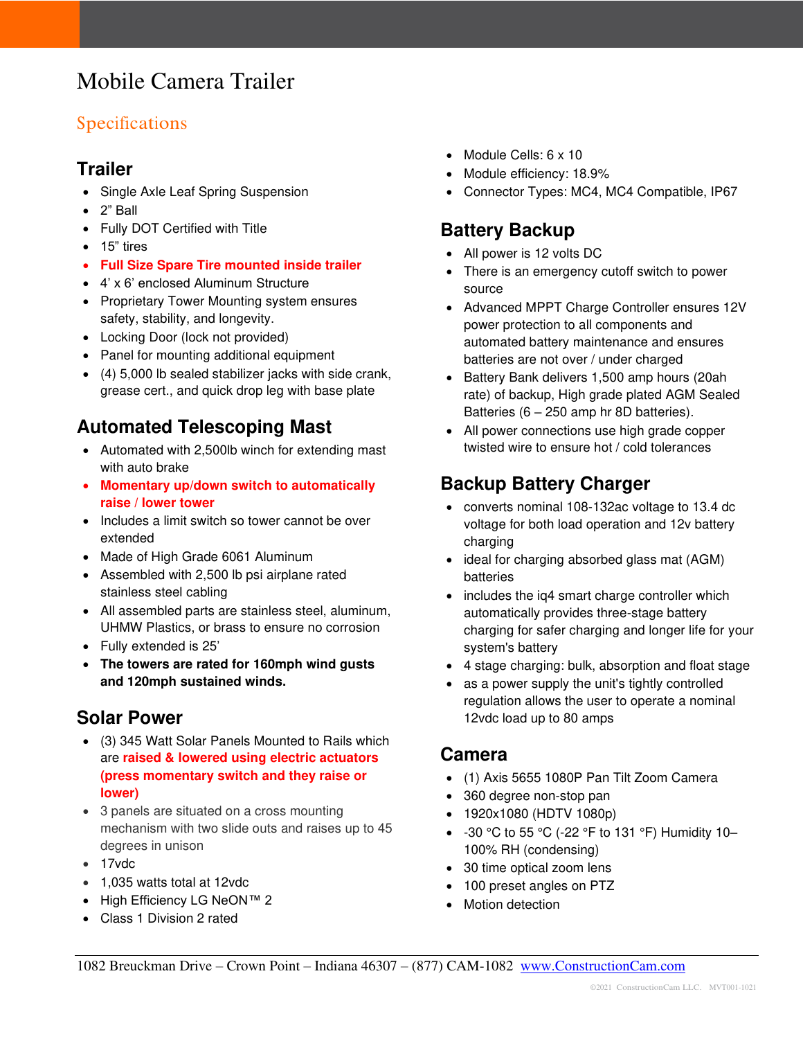# Mobile Camera Trailer

## Specifications

### Trailer

- Single Axle Leaf Spring Suspension
- 2" Ball
- Fully DOT Certified with Title
- 15" tires
- **Full Size Spare Tire mounted inside trailer**
- 4' x 6' enclosed Aluminum Structure
- Proprietary Tower Mounting system ensures safety, stability, and longevity.
- Locking Door (lock not provided)
- Panel for mounting additional equipment
- (4) 5,000 lb sealed stabilizer jacks with side crank, grease cert., and quick drop leg with base plate

### Automated Telescoping Mast

- Automated with 2,500lb winch for extending mast with auto brake
- **Momentary up/down switch to automatically raise / lower tower**
- Includes a limit switch so tower cannot be over extended
- Made of High Grade 6061 Aluminum
- Assembled with 2,500 lb psi airplane rated stainless steel cabling
- All assembled parts are stainless steel, aluminum, UHMW Plastics, or brass to ensure no corrosion
- Fully extended is 25'
- **The towers are rated for 160mph wind gusts and 120mph sustained winds.**

### Solar Power

- (3) 345 Watt Solar Panels Mounted to Rails which are **raised & lowered using electric actuators (press momentary switch and they raise or lower)**
- 3 panels are situated on a cross mounting mechanism with two slide outs and raises up to 45 degrees in unison
- 17vdc
- 1,035 watts total at 12vdc
- High Efficiency LG NeON™ 2
- Class 1 Division 2 rated
- Module Cells: 6 x 10
- Module efficiency: 18.9%
- Connector Types: MC4, MC4 Compatible, IP67

### Battery Backup

- All power is 12 volts DC
- There is an emergency cutoff switch to power source
- Advanced MPPT Charge Controller ensures 12V power protection to all components and automated battery maintenance and ensures batteries are not over / under charged
- Battery Bank delivers 1,500 amp hours (20ah rate) of backup, High grade plated AGM Sealed Batteries (6 – 250 amp hr 8D batteries).
- All power connections use high grade copper twisted wire to ensure hot / cold tolerances

### Backup Battery Charger

- converts nominal 108-132ac voltage to 13.4 dc voltage for both load operation and 12v battery charging
- ideal for charging absorbed glass mat (AGM) batteries
- includes the iq4 smart charge controller which automatically provides three-stage battery charging for safer charging and longer life for your system's battery
- 4 stage charging: bulk, absorption and float stage
- as a power supply the unit's tightly controlled regulation allows the user to operate a nominal 12vdc load up to 80 amps

### Camera

- (1) Axis 5655 1080P Pan Tilt Zoom Camera
- 360 degree non-stop pan
- 1920x1080 (HDTV 1080p)
- -30 °C to 55 °C (-22 °F to 131 °F) Humidity 10–100% RH (condensing)
- 30 time optical zoom lens
- 100 preset angles on PTZ
- Motion detection

1082 Breuckman Drive – Crown Point – Indiana 46307 – (877) CAM-1082 [www.ConstructionCam.com](http://www.ConstructionCam.com)

©2021 ConstructionCam LLC. MVT001-1021